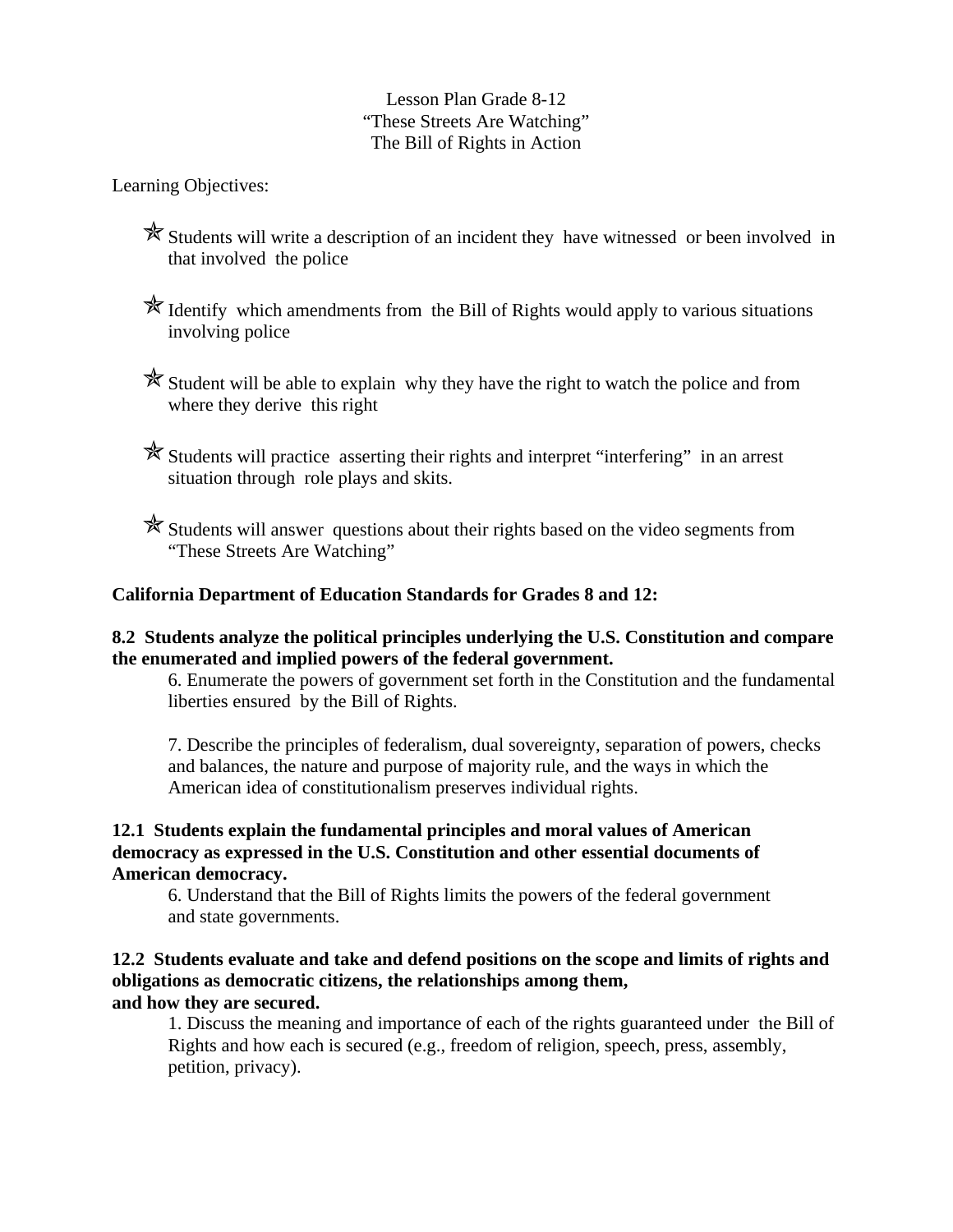Lesson Plan Grade 8-12
"These Streets Are Watching"
The Bill of Rights in Action

Learning Objectives:

- Students will write a description of an incident they have witnessed or been involved in that involved the police
- Identify which amendments from the Bill of Rights would apply to various situations involving police
- Student will be able to explain why they have the right to watch the police and from where they derive this right
- Students will practice asserting their rights and interpret "interfering" in an arrest situation through role plays and skits.
- Students will answer questions about their rights based on the video segments from "These Streets Are Watching"

**California Department of Education Standards for Grades 8 and 12:**

**8.2 Students analyze the political principles underlying the U.S. Constitution and compare the enumerated and implied powers of the federal government.**

6. Enumerate the powers of government set forth in the Constitution and the fundamental liberties ensured by the Bill of Rights.

7. Describe the principles of federalism, dual sovereignty, separation of powers, checks and balances, the nature and purpose of majority rule, and the ways in which the American idea of constitutionalism preserves individual rights.

**12.1 Students explain the fundamental principles and moral values of American democracy as expressed in the U.S. Constitution and other essential documents of American democracy.**

6. Understand that the Bill of Rights limits the powers of the federal government and state governments.

**12.2 Students evaluate and take and defend positions on the scope and limits of rights and obligations as democratic citizens, the relationships among them, and how they are secured.**

1. Discuss the meaning and importance of each of the rights guaranteed under the Bill of Rights and how each is secured (e.g., freedom of religion, speech, press, assembly, petition, privacy).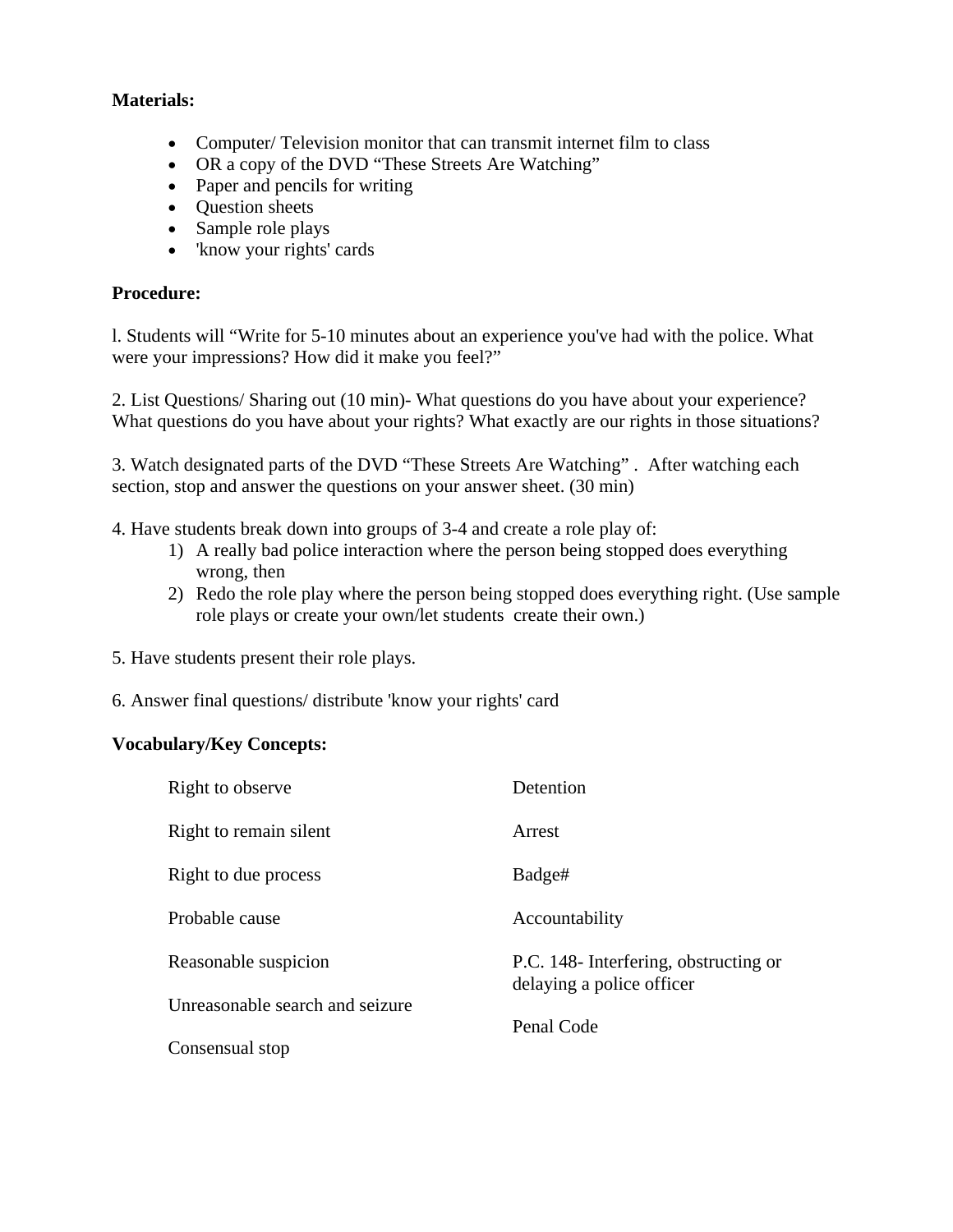**Materials:**

- Computer/ Television monitor that can transmit internet film to class
- OR a copy of the DVD "These Streets Are Watching"
- Paper and pencils for writing
- Question sheets
- Sample role plays
- 'know your rights' cards

**Procedure:**

l. Students will "Write for 5-10 minutes about an experience you've had with the police. What were your impressions? How did it make you feel?"

2. List Questions/ Sharing out (10 min)- What questions do you have about your experience? What questions do you have about your rights? What exactly are our rights in those situations?

3. Watch designated parts of the DVD "These Streets Are Watching" . After watching each section, stop and answer the questions on your answer sheet. (30 min)

4. Have students break down into groups of 3-4 and create a role play of:

1) A really bad police interaction where the person being stopped does everything wrong, then
2) Redo the role play where the person being stopped does everything right. (Use sample role plays or create your own/let students create their own.)

5. Have students present their role plays.

6. Answer final questions/ distribute 'know your rights' card

**Vocabulary/Key Concepts:**

- Right to observe
- Right to remain silent
- Right to due process
- Probable cause
- Reasonable suspicion
- Unreasonable search and seizure
- Consensual stop
- Detention
- Arrest
- Badge#
- Accountability
- P.C. 148- Interfering, obstructing or delaying a police officer
- Penal Code